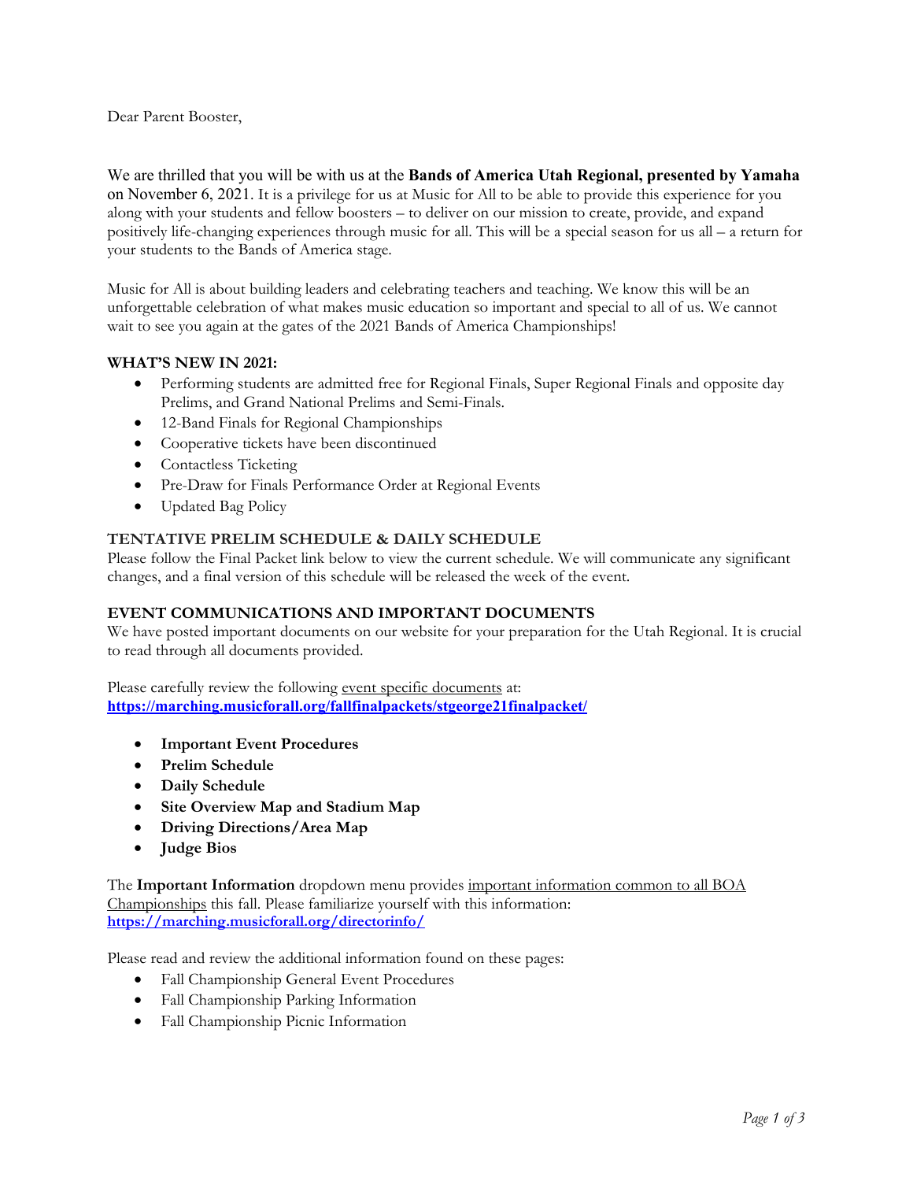Dear Parent Booster,

We are thrilled that you will be with us at the **Bands of America Utah Regional, presented by Yamaha** on November 6, 2021. It is a privilege for us at Music for All to be able to provide this experience for you along with your students and fellow boosters – to deliver on our mission to create, provide, and expand positively life-changing experiences through music for all. This will be a special season for us all – a return for your students to the Bands of America stage.

Music for All is about building leaders and celebrating teachers and teaching. We know this will be an unforgettable celebration of what makes music education so important and special to all of us. We cannot wait to see you again at the gates of the 2021 Bands of America Championships!

**WHAT'S NEW IN 2021:**

- Performing students are admitted free for Regional Finals, Super Regional Finals and opposite day Prelims, and Grand National Prelims and Semi-Finals.
- 12-Band Finals for Regional Championships
- Cooperative tickets have been discontinued
- Contactless Ticketing
- Pre-Draw for Finals Performance Order at Regional Events
- Updated Bag Policy

**TENTATIVE PRELIM SCHEDULE & DAILY SCHEDULE**

Please follow the Final Packet link below to view the current schedule. We will communicate any significant changes, and a final version of this schedule will be released the week of the event.

**EVENT COMMUNICATIONS AND IMPORTANT DOCUMENTS**

We have posted important documents on our website for your preparation for the Utah Regional. It is crucial to read through all documents provided.

Please carefully review the following event specific documents at:
**https://marching.musicforall.org/fallfinalpackets/stgeorge21finalpacket/**

- **Important Event Procedures**
- **Prelim Schedule**
- **Daily Schedule**
- **Site Overview Map and Stadium Map**
- **Driving Directions/Area Map**
- **Judge Bios**

The **Important Information** dropdown menu provides important information common to all BOA Championships this fall. Please familiarize yourself with this information:
**https://marching.musicforall.org/directorinfo/**

Please read and review the additional information found on these pages:

- Fall Championship General Event Procedures
- Fall Championship Parking Information
- Fall Championship Picnic Information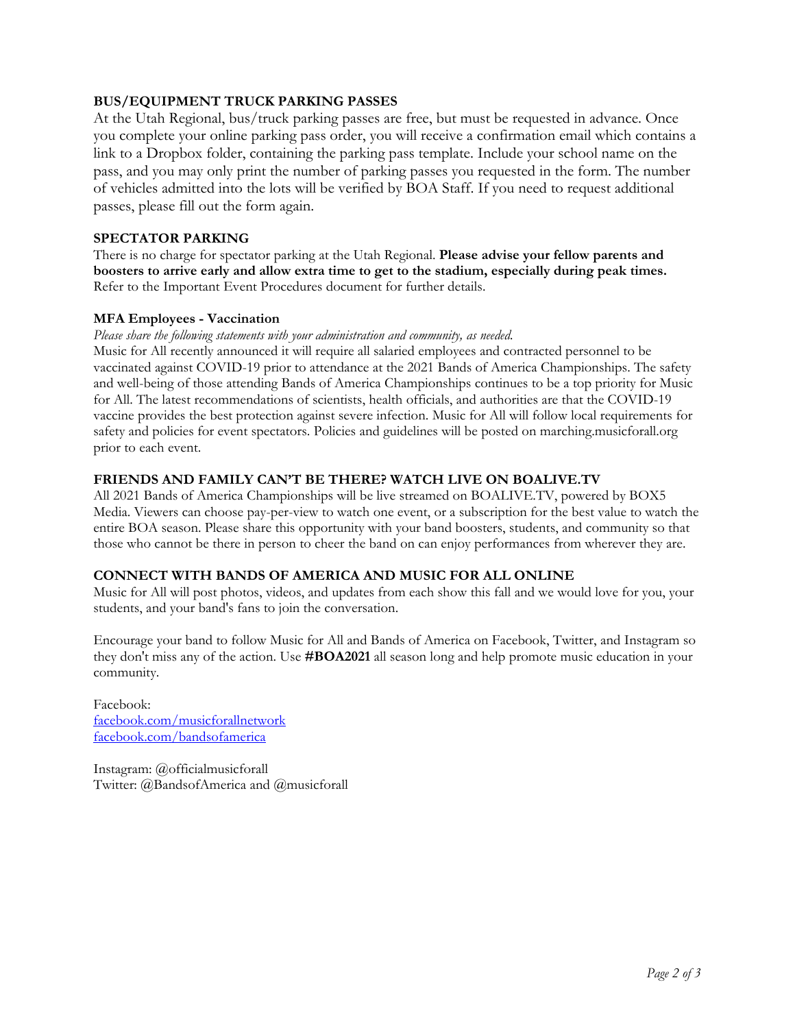### BUS/EQUIPMENT TRUCK PARKING PASSES

At the Utah Regional, bus/truck parking passes are free, but must be requested in advance. Once you complete your online parking pass order, you will receive a confirmation email which contains a link to a Dropbox folder, containing the parking pass template. Include your school name on the pass, and you may only print the number of parking passes you requested in the form. The number of vehicles admitted into the lots will be verified by BOA Staff. If you need to request additional passes, please fill out the form again.

### SPECTATOR PARKING

There is no charge for spectator parking at the Utah Regional. **Please advise your fellow parents and boosters to arrive early and allow extra time to get to the stadium, especially during peak times.** Refer to the Important Event Procedures document for further details.

### MFA Employees - Vaccination

*Please share the following statements with your administration and community, as needed.*

Music for All recently announced it will require all salaried employees and contracted personnel to be vaccinated against COVID-19 prior to attendance at the 2021 Bands of America Championships. The safety and well-being of those attending Bands of America Championships continues to be a top priority for Music for All. The latest recommendations of scientists, health officials, and authorities are that the COVID-19 vaccine provides the best protection against severe infection. Music for All will follow local requirements for safety and policies for event spectators. Policies and guidelines will be posted on marching.musicforall.org prior to each event.

### FRIENDS AND FAMILY CAN'T BE THERE? WATCH LIVE ON BOALIVE.TV

All 2021 Bands of America Championships will be live streamed on BOALIVE.TV, powered by BOX5 Media. Viewers can choose pay-per-view to watch one event, or a subscription for the best value to watch the entire BOA season. Please share this opportunity with your band boosters, students, and community so that those who cannot be there in person to cheer the band on can enjoy performances from wherever they are.

### CONNECT WITH BANDS OF AMERICA AND MUSIC FOR ALL ONLINE

Music for All will post photos, videos, and updates from each show this fall and we would love for you, your students, and your band's fans to join the conversation.

Encourage your band to follow Music for All and Bands of America on Facebook, Twitter, and Instagram so they don't miss any of the action. Use **#BOA2021** all season long and help promote music education in your community.

Facebook:
[facebook.com/musicforallnetwork](facebook.com/musicforallnetwork)
[facebook.com/bandsofamerica](facebook.com/bandsofamerica)

Instagram: @officialmusicforall
Twitter: @BandsofAmerica and @musicforall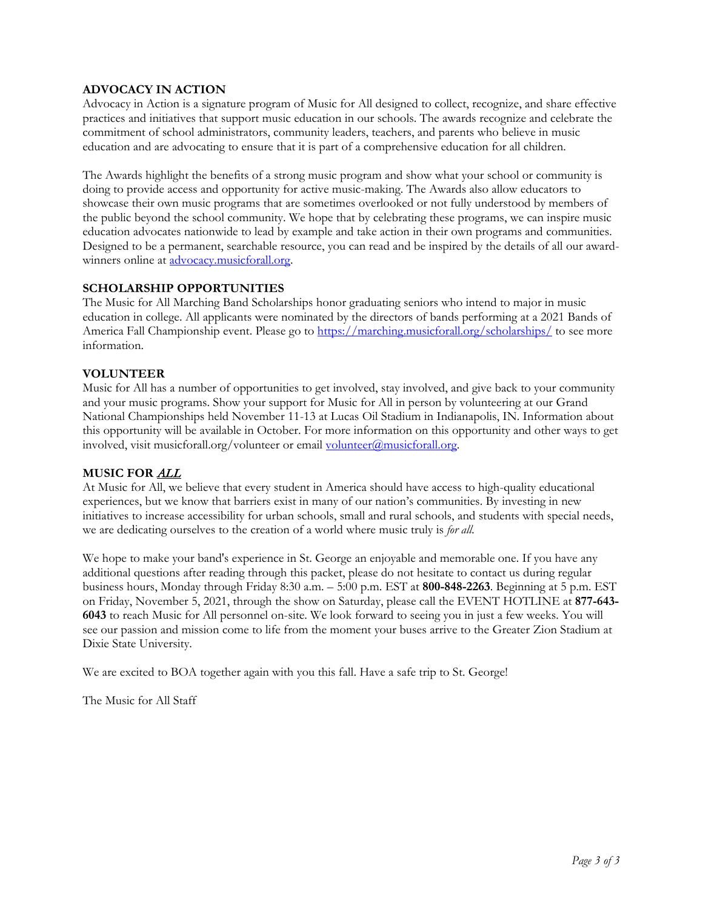## ADVOCACY IN ACTION

Advocacy in Action is a signature program of Music for All designed to collect, recognize, and share effective practices and initiatives that support music education in our schools. The awards recognize and celebrate the commitment of school administrators, community leaders, teachers, and parents who believe in music education and are advocating to ensure that it is part of a comprehensive education for all children.

The Awards highlight the benefits of a strong music program and show what your school or community is doing to provide access and opportunity for active music-making. The Awards also allow educators to showcase their own music programs that are sometimes overlooked or not fully understood by members of the public beyond the school community. We hope that by celebrating these programs, we can inspire music education advocates nationwide to lead by example and take action in their own programs and communities. Designed to be a permanent, searchable resource, you can read and be inspired by the details of all our award-winners online at [advocacy.musicforall.org](advocacy.musicforall.org).

## SCHOLARSHIP OPPORTUNITIES

The Music for All Marching Band Scholarships honor graduating seniors who intend to major in music education in college. All applicants were nominated by the directors of bands performing at a 2021 Bands of America Fall Championship event. Please go to [https://marching.musicforall.org/scholarships/](https://marching.musicforall.org/scholarships/) to see more information.

## VOLUNTEER

Music for All has a number of opportunities to get involved, stay involved, and give back to your community and your music programs. Show your support for Music for All in person by volunteering at our Grand National Championships held November 11-13 at Lucas Oil Stadium in Indianapolis, IN. Information about this opportunity will be available in October. For more information on this opportunity and other ways to get involved, visit musicforall.org/volunteer or email [volunteer@musicforall.org](mailto:volunteer@musicforall.org).

## MUSIC FOR ***ALL***

At Music for All, we believe that every student in America should have access to high-quality educational experiences, but we know that barriers exist in many of our nation's communities. By investing in new initiatives to increase accessibility for urban schools, small and rural schools, and students with special needs, we are dedicating ourselves to the creation of a world where music truly is *for all.*

We hope to make your band's experience in St. George an enjoyable and memorable one. If you have any additional questions after reading through this packet, please do not hesitate to contact us during regular business hours, Monday through Friday 8:30 a.m. – 5:00 p.m. EST at **800-848-2263**. Beginning at 5 p.m. EST on Friday, November 5, 2021, through the show on Saturday, please call the EVENT HOTLINE at **877-643-6043** to reach Music for All personnel on-site. We look forward to seeing you in just a few weeks. You will see our passion and mission come to life from the moment your buses arrive to the Greater Zion Stadium at Dixie State University.

We are excited to BOA together again with you this fall. Have a safe trip to St. George!

The Music for All Staff